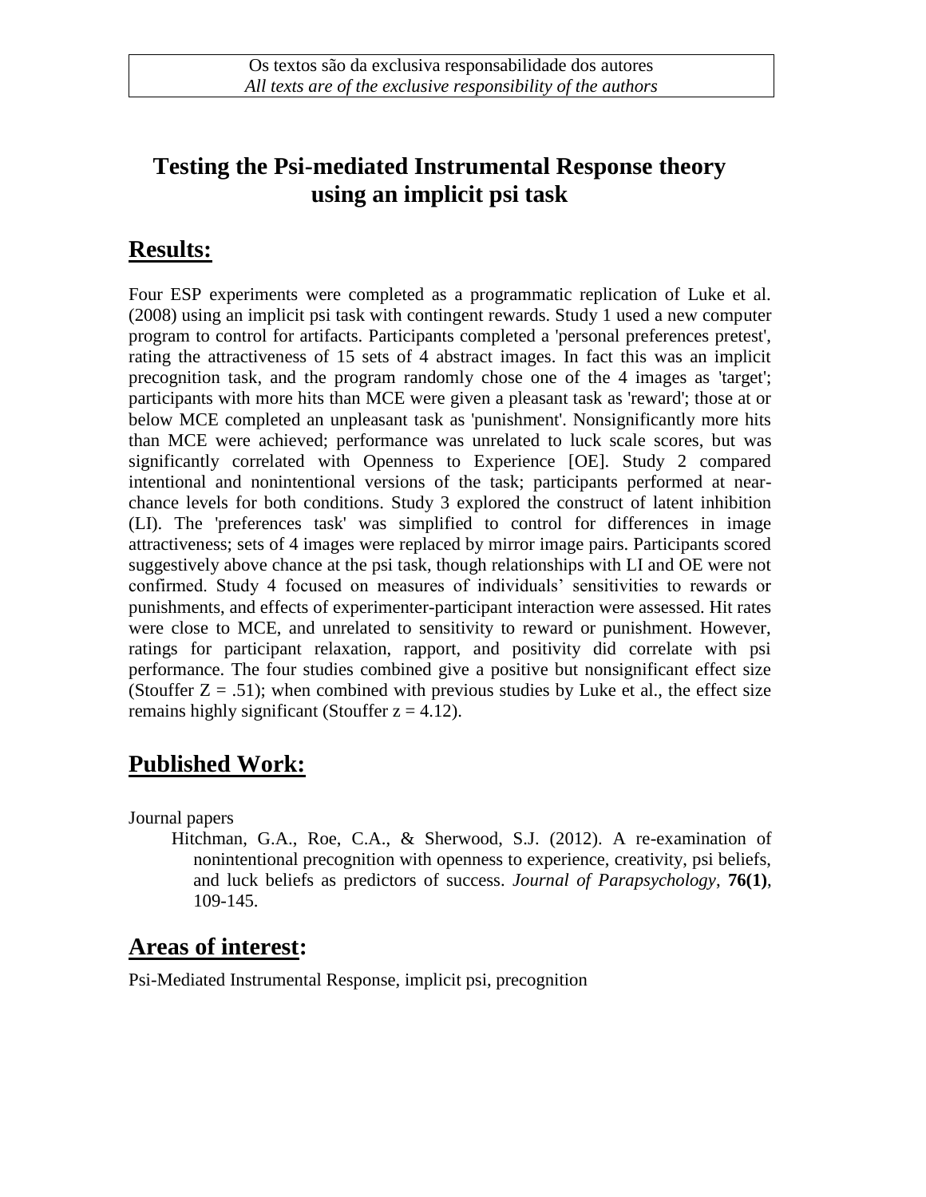Os textos são da exclusiva responsabilidade dos autores
*All texts are of the exclusive responsibility of the authors*

# Testing the Psi-mediated Instrumental Response theory using an implicit psi task

## Results:

Four ESP experiments were completed as a programmatic replication of Luke et al. (2008) using an implicit psi task with contingent rewards. Study 1 used a new computer program to control for artifacts. Participants completed a 'personal preferences pretest', rating the attractiveness of 15 sets of 4 abstract images. In fact this was an implicit precognition task, and the program randomly chose one of the 4 images as 'target'; participants with more hits than MCE were given a pleasant task as 'reward'; those at or below MCE completed an unpleasant task as 'punishment'. Nonsignificantly more hits than MCE were achieved; performance was unrelated to luck scale scores, but was significantly correlated with Openness to Experience [OE]. Study 2 compared intentional and nonintentional versions of the task; participants performed at near-chance levels for both conditions. Study 3 explored the construct of latent inhibition (LI). The 'preferences task' was simplified to control for differences in image attractiveness; sets of 4 images were replaced by mirror image pairs. Participants scored suggestively above chance at the psi task, though relationships with LI and OE were not confirmed. Study 4 focused on measures of individuals' sensitivities to rewards or punishments, and effects of experimenter-participant interaction were assessed. Hit rates were close to MCE, and unrelated to sensitivity to reward or punishment. However, ratings for participant relaxation, rapport, and positivity did correlate with psi performance. The four studies combined give a positive but nonsignificant effect size (Stouffer $Z = .51$); when combined with previous studies by Luke et al., the effect size remains highly significant (Stouffer $z = 4.12$).

## Published Work:

Journal papers

Hitchman, G.A., Roe, C.A., & Sherwood, S.J. (2012). A re-examination of nonintentional precognition with openness to experience, creativity, psi beliefs, and luck beliefs as predictors of success. *Journal of Parapsychology*, **76(1)**, 109-145.

## Areas of interest:

Psi-Mediated Instrumental Response, implicit psi, precognition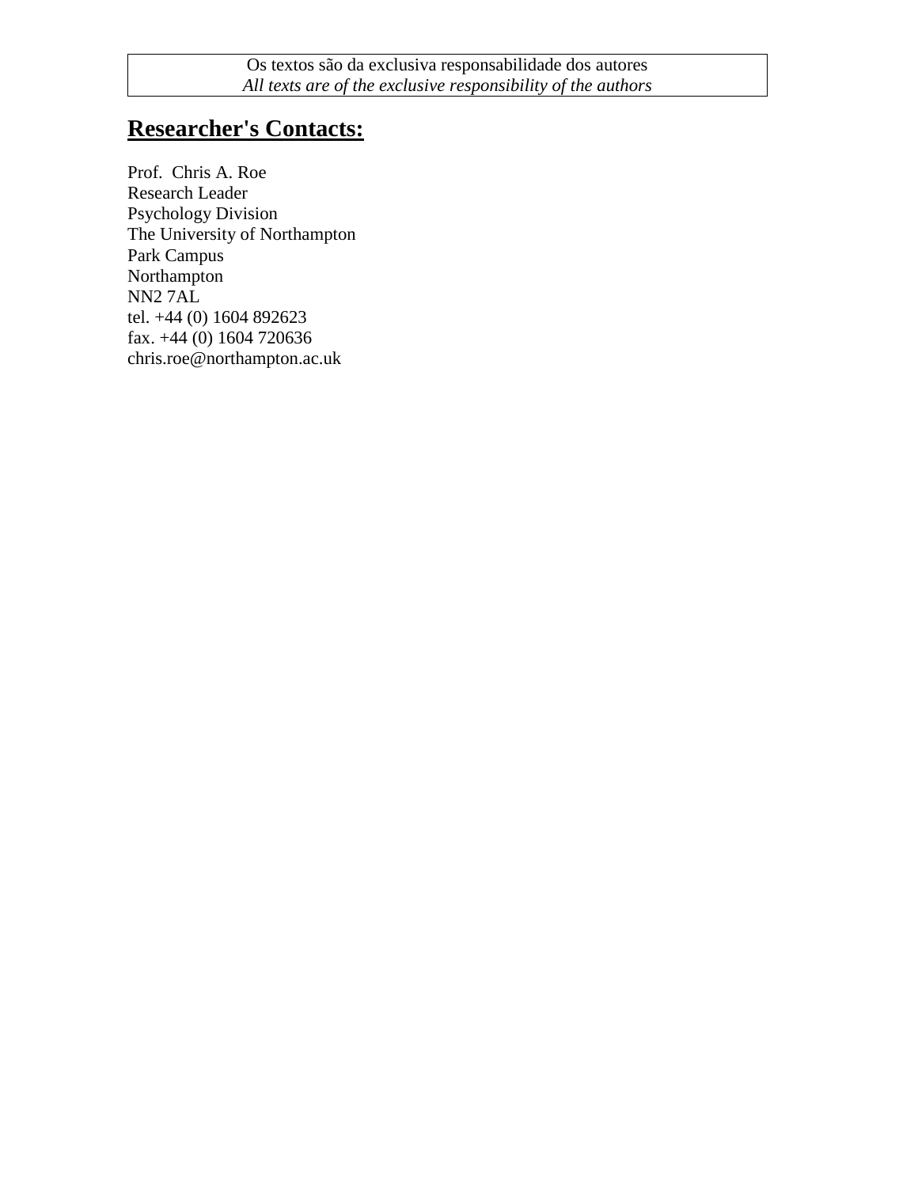| Os textos são da exclusiva responsabilidade dos autores<br>*All texts are of the exclusive responsibility of the authors* |
|---|

## **Researcher's Contacts:**

Prof. Chris A. Roe
Research Leader
Psychology Division
The University of Northampton
Park Campus
Northampton
NN2 7AL
tel. +44 (0) 1604 892623
fax. +44 (0) 1604 720636
chris.roe@northampton.ac.uk